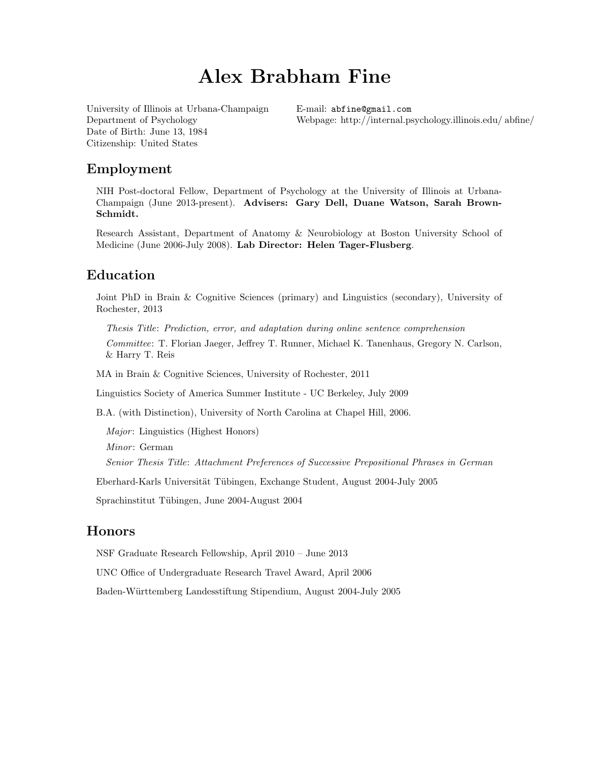# Alex Brabham Fine

University of Illinois at Urbana-Champaign
Department of Psychology
Date of Birth: June 13, 1984
Citizenship: United States

E-mail: abfine@gmail.com
Webpage: http://internal.psychology.illinois.edu/ abfine/

## Employment

NIH Post-doctoral Fellow, Department of Psychology at the University of Illinois at Urbana-Champaign (June 2013-present). **Advisers: Gary Dell, Duane Watson, Sarah Brown-Schmidt.**

Research Assistant, Department of Anatomy & Neurobiology at Boston University School of Medicine (June 2006-July 2008). **Lab Director: Helen Tager-Flusberg**.

## Education

Joint PhD in Brain & Cognitive Sciences (primary) and Linguistics (secondary), University of Rochester, 2013

*Thesis Title*: *Prediction, error, and adaptation during online sentence comprehension*

*Committee*: T. Florian Jaeger, Jeffrey T. Runner, Michael K. Tanenhaus, Gregory N. Carlson, & Harry T. Reis

MA in Brain & Cognitive Sciences, University of Rochester, 2011

Linguistics Society of America Summer Institute - UC Berkeley, July 2009

B.A. (with Distinction), University of North Carolina at Chapel Hill, 2006.

*Major*: Linguistics (Highest Honors)

*Minor*: German

*Senior Thesis Title*: *Attachment Preferences of Successive Prepositional Phrases in German*

Eberhard-Karls Universität Tübingen, Exchange Student, August 2004-July 2005

Sprachinstitut Tübingen, June 2004-August 2004

## Honors

NSF Graduate Research Fellowship, April 2010 – June 2013

UNC Office of Undergraduate Research Travel Award, April 2006

Baden-Württemberg Landesstiftung Stipendium, August 2004-July 2005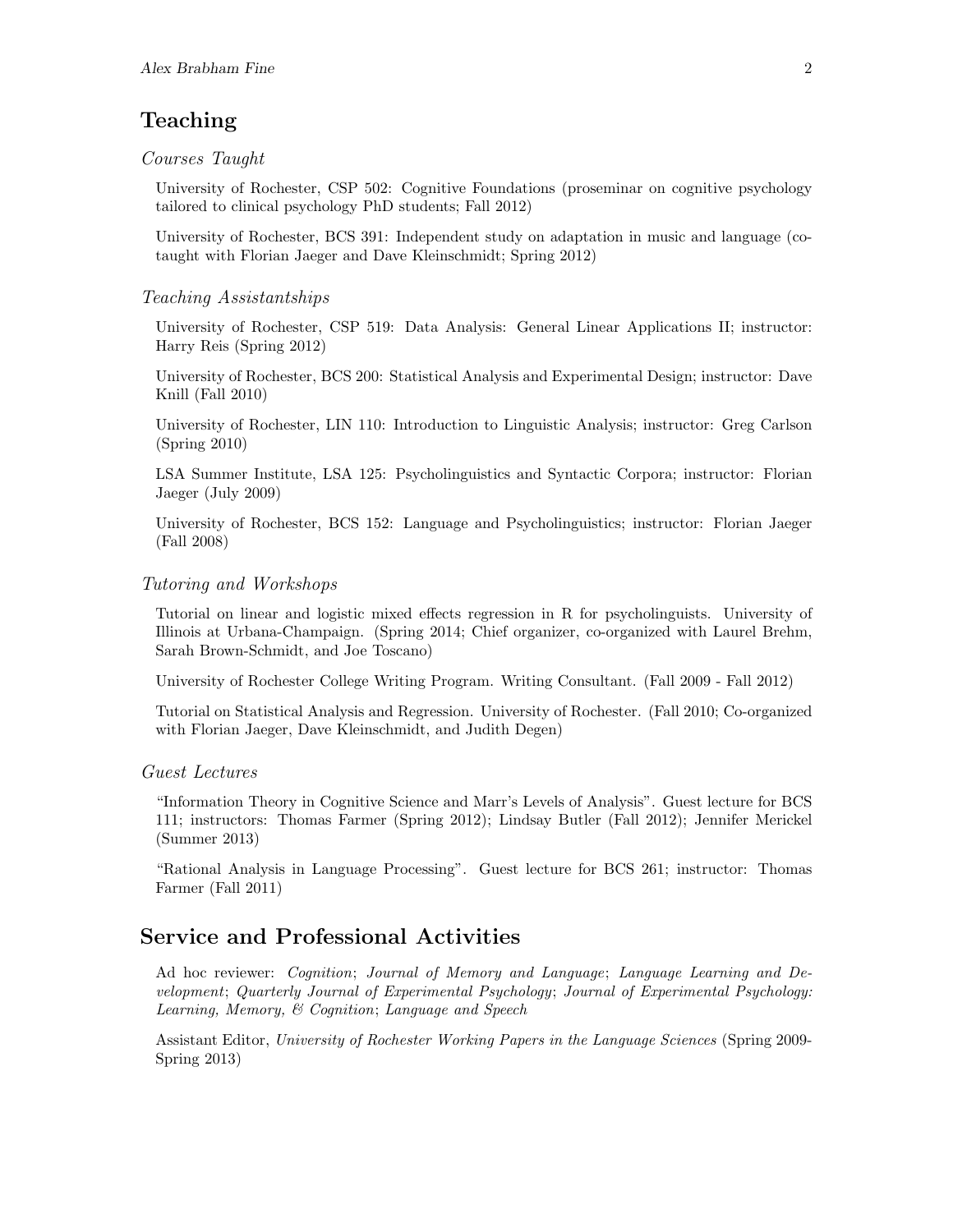## Teaching

### *Courses Taught*

University of Rochester, CSP 502: Cognitive Foundations (proseminar on cognitive psychology tailored to clinical psychology PhD students; Fall 2012)

University of Rochester, BCS 391: Independent study on adaptation in music and language (co-taught with Florian Jaeger and Dave Kleinschmidt; Spring 2012)

### *Teaching Assistantships*

University of Rochester, CSP 519: Data Analysis: General Linear Applications II; instructor: Harry Reis (Spring 2012)

University of Rochester, BCS 200: Statistical Analysis and Experimental Design; instructor: Dave Knill (Fall 2010)

University of Rochester, LIN 110: Introduction to Linguistic Analysis; instructor: Greg Carlson (Spring 2010)

LSA Summer Institute, LSA 125: Psycholinguistics and Syntactic Corpora; instructor: Florian Jaeger (July 2009)

University of Rochester, BCS 152: Language and Psycholinguistics; instructor: Florian Jaeger (Fall 2008)

### *Tutoring and Workshops*

Tutorial on linear and logistic mixed effects regression in R for psycholinguists. University of Illinois at Urbana-Champaign. (Spring 2014; Chief organizer, co-organized with Laurel Brehm, Sarah Brown-Schmidt, and Joe Toscano)

University of Rochester College Writing Program. Writing Consultant. (Fall 2009 - Fall 2012)

Tutorial on Statistical Analysis and Regression. University of Rochester. (Fall 2010; Co-organized with Florian Jaeger, Dave Kleinschmidt, and Judith Degen)

### *Guest Lectures*

"Information Theory in Cognitive Science and Marr's Levels of Analysis". Guest lecture for BCS 111; instructors: Thomas Farmer (Spring 2012); Lindsay Butler (Fall 2012); Jennifer Merickel (Summer 2013)

"Rational Analysis in Language Processing". Guest lecture for BCS 261; instructor: Thomas Farmer (Fall 2011)

## Service and Professional Activities

Ad hoc reviewer: *Cognition*; *Journal of Memory and Language*; *Language Learning and Development*; *Quarterly Journal of Experimental Psychology*; *Journal of Experimental Psychology: Learning, Memory, & Cognition*; *Language and Speech*

Assistant Editor, *University of Rochester Working Papers in the Language Sciences* (Spring 2009-Spring 2013)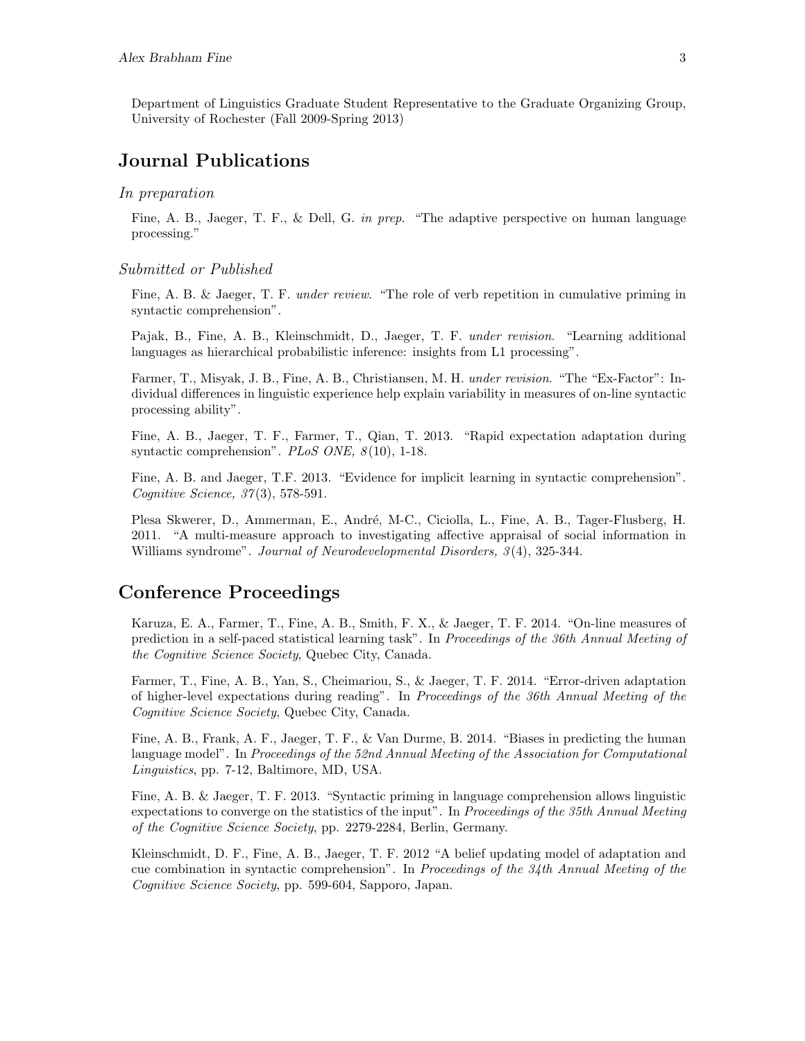Department of Linguistics Graduate Student Representative to the Graduate Organizing Group, University of Rochester (Fall 2009-Spring 2013)

## Journal Publications

### *In preparation*

Fine, A. B., Jaeger, T. F., & Dell, G. *in prep.* "The adaptive perspective on human language processing."

### *Submitted or Published*

Fine, A. B. & Jaeger, T. F. *under review*. "The role of verb repetition in cumulative priming in syntactic comprehension".

Pajak, B., Fine, A. B., Kleinschmidt, D., Jaeger, T. F. *under revision*. "Learning additional languages as hierarchical probabilistic inference: insights from L1 processing".

Farmer, T., Misyak, J. B., Fine, A. B., Christiansen, M. H. *under revision*. "The "Ex-Factor": Individual differences in linguistic experience help explain variability in measures of on-line syntactic processing ability".

Fine, A. B., Jaeger, T. F., Farmer, T., Qian, T. 2013. "Rapid expectation adaptation during syntactic comprehension". *PLoS ONE, 8*(10), 1-18.

Fine, A. B. and Jaeger, T.F. 2013. "Evidence for implicit learning in syntactic comprehension". *Cognitive Science, 37*(3), 578-591.

Plesa Skwerer, D., Ammerman, E., André, M-C., Ciciolla, L., Fine, A. B., Tager-Flusberg, H. 2011. "A multi-measure approach to investigating affective appraisal of social information in Williams syndrome". *Journal of Neurodevelopmental Disorders, 3*(4), 325-344.

## Conference Proceedings

Karuza, E. A., Farmer, T., Fine, A. B., Smith, F. X., & Jaeger, T. F. 2014. "On-line measures of prediction in a self-paced statistical learning task". In *Proceedings of the 36th Annual Meeting of the Cognitive Science Society*, Quebec City, Canada.

Farmer, T., Fine, A. B., Yan, S., Cheimariou, S., & Jaeger, T. F. 2014. "Error-driven adaptation of higher-level expectations during reading". In *Proceedings of the 36th Annual Meeting of the Cognitive Science Society*, Quebec City, Canada.

Fine, A. B., Frank, A. F., Jaeger, T. F., & Van Durme, B. 2014. "Biases in predicting the human language model". In *Proceedings of the 52nd Annual Meeting of the Association for Computational Linguistics*, pp. 7-12, Baltimore, MD, USA.

Fine, A. B. & Jaeger, T. F. 2013. "Syntactic priming in language comprehension allows linguistic expectations to converge on the statistics of the input". In *Proceedings of the 35th Annual Meeting of the Cognitive Science Society*, pp. 2279-2284, Berlin, Germany.

Kleinschmidt, D. F., Fine, A. B., Jaeger, T. F. 2012 "A belief updating model of adaptation and cue combination in syntactic comprehension". In *Proceedings of the 34th Annual Meeting of the Cognitive Science Society*, pp. 599-604, Sapporo, Japan.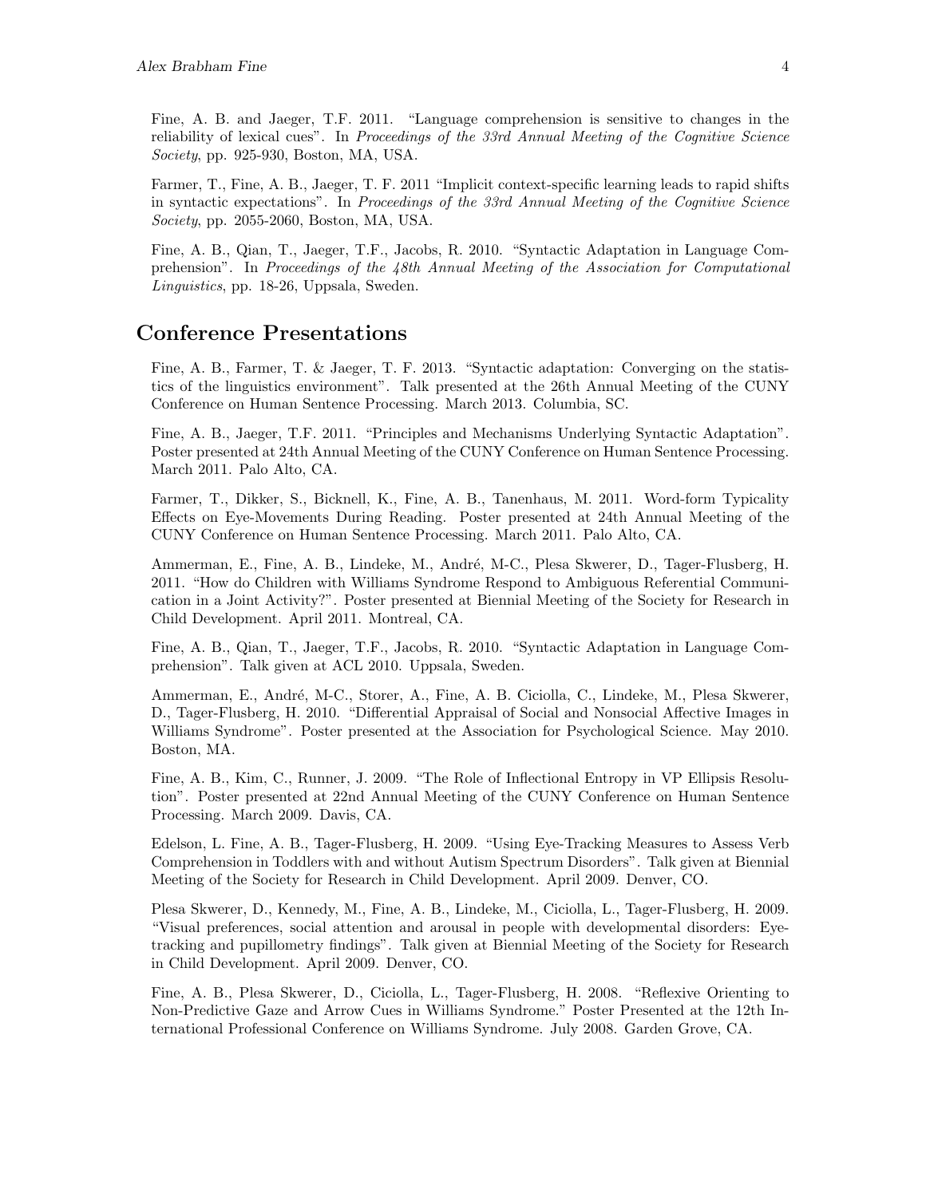Fine, A. B. and Jaeger, T.F. 2011. "Language comprehension is sensitive to changes in the reliability of lexical cues". In *Proceedings of the 33rd Annual Meeting of the Cognitive Science Society*, pp. 925-930, Boston, MA, USA.

Farmer, T., Fine, A. B., Jaeger, T. F. 2011 "Implicit context-specific learning leads to rapid shifts in syntactic expectations". In *Proceedings of the 33rd Annual Meeting of the Cognitive Science Society*, pp. 2055-2060, Boston, MA, USA.

Fine, A. B., Qian, T., Jaeger, T.F., Jacobs, R. 2010. "Syntactic Adaptation in Language Comprehension". In *Proceedings of the 48th Annual Meeting of the Association for Computational Linguistics*, pp. 18-26, Uppsala, Sweden.

## Conference Presentations

Fine, A. B., Farmer, T. & Jaeger, T. F. 2013. "Syntactic adaptation: Converging on the statistics of the linguistics environment". Talk presented at the 26th Annual Meeting of the CUNY Conference on Human Sentence Processing. March 2013. Columbia, SC.

Fine, A. B., Jaeger, T.F. 2011. "Principles and Mechanisms Underlying Syntactic Adaptation". Poster presented at 24th Annual Meeting of the CUNY Conference on Human Sentence Processing. March 2011. Palo Alto, CA.

Farmer, T., Dikker, S., Bicknell, K., Fine, A. B., Tanenhaus, M. 2011. Word-form Typicality Effects on Eye-Movements During Reading. Poster presented at 24th Annual Meeting of the CUNY Conference on Human Sentence Processing. March 2011. Palo Alto, CA.

Ammerman, E., Fine, A. B., Lindeke, M., André, M-C., Plesa Skwerer, D., Tager-Flusberg, H. 2011. "How do Children with Williams Syndrome Respond to Ambiguous Referential Communication in a Joint Activity?". Poster presented at Biennial Meeting of the Society for Research in Child Development. April 2011. Montreal, CA.

Fine, A. B., Qian, T., Jaeger, T.F., Jacobs, R. 2010. "Syntactic Adaptation in Language Comprehension". Talk given at ACL 2010. Uppsala, Sweden.

Ammerman, E., André, M-C., Storer, A., Fine, A. B. Ciciolla, C., Lindeke, M., Plesa Skwerer, D., Tager-Flusberg, H. 2010. "Differential Appraisal of Social and Nonsocial Affective Images in Williams Syndrome". Poster presented at the Association for Psychological Science. May 2010. Boston, MA.

Fine, A. B., Kim, C., Runner, J. 2009. "The Role of Inflectional Entropy in VP Ellipsis Resolution". Poster presented at 22nd Annual Meeting of the CUNY Conference on Human Sentence Processing. March 2009. Davis, CA.

Edelson, L. Fine, A. B., Tager-Flusberg, H. 2009. "Using Eye-Tracking Measures to Assess Verb Comprehension in Toddlers with and without Autism Spectrum Disorders". Talk given at Biennial Meeting of the Society for Research in Child Development. April 2009. Denver, CO.

Plesa Skwerer, D., Kennedy, M., Fine, A. B., Lindeke, M., Ciciolla, L., Tager-Flusberg, H. 2009. "Visual preferences, social attention and arousal in people with developmental disorders: Eye-tracking and pupillometry findings". Talk given at Biennial Meeting of the Society for Research in Child Development. April 2009. Denver, CO.

Fine, A. B., Plesa Skwerer, D., Ciciolla, L., Tager-Flusberg, H. 2008. "Reflexive Orienting to Non-Predictive Gaze and Arrow Cues in Williams Syndrome." Poster Presented at the 12th International Professional Conference on Williams Syndrome. July 2008. Garden Grove, CA.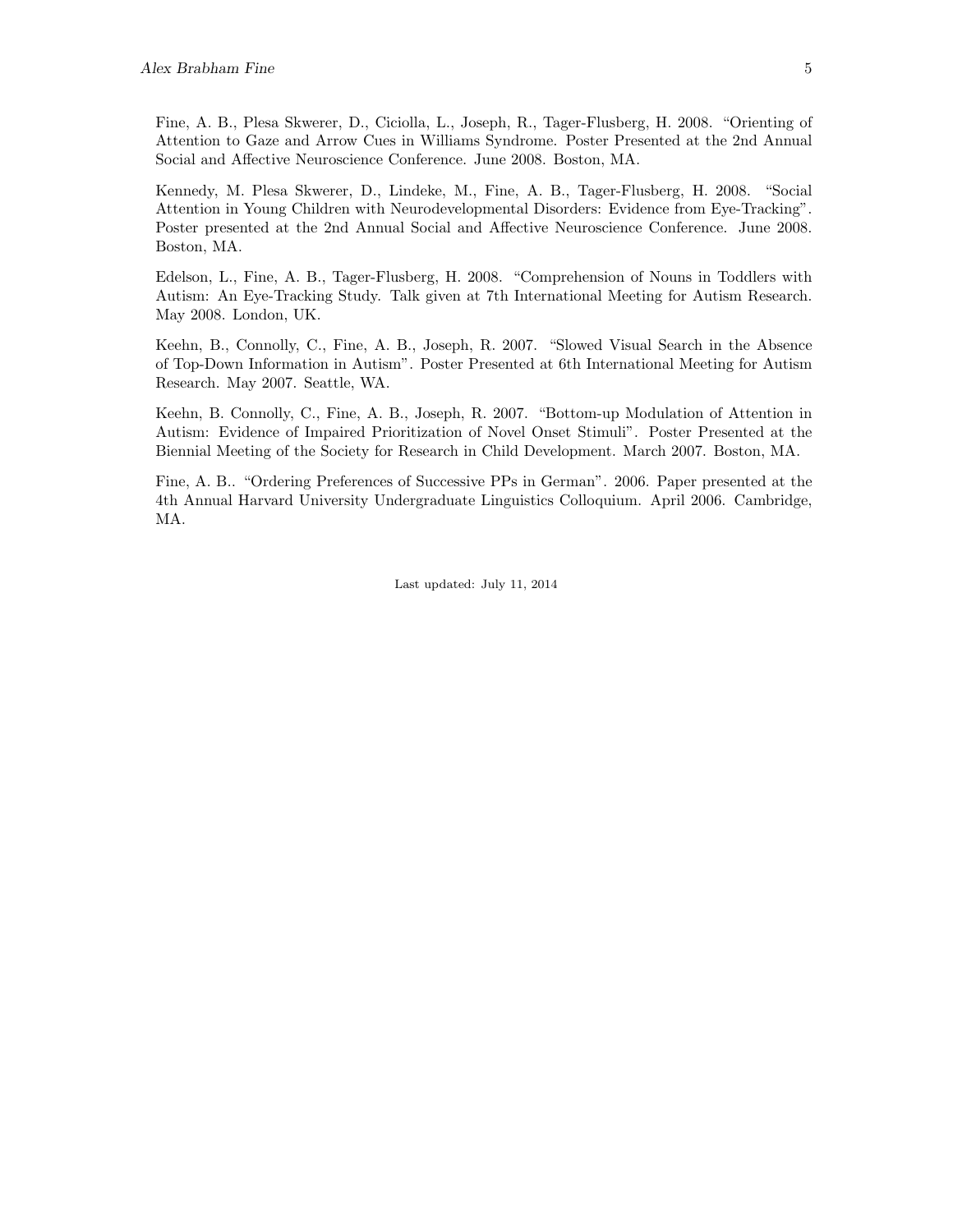Fine, A. B., Plesa Skwerer, D., Ciciolla, L., Joseph, R., Tager-Flusberg, H. 2008. "Orienting of Attention to Gaze and Arrow Cues in Williams Syndrome. Poster Presented at the 2nd Annual Social and Affective Neuroscience Conference. June 2008. Boston, MA.

Kennedy, M. Plesa Skwerer, D., Lindeke, M., Fine, A. B., Tager-Flusberg, H. 2008. "Social Attention in Young Children with Neurodevelopmental Disorders: Evidence from Eye-Tracking". Poster presented at the 2nd Annual Social and Affective Neuroscience Conference. June 2008. Boston, MA.

Edelson, L., Fine, A. B., Tager-Flusberg, H. 2008. "Comprehension of Nouns in Toddlers with Autism: An Eye-Tracking Study. Talk given at 7th International Meeting for Autism Research. May 2008. London, UK.

Keehn, B., Connolly, C., Fine, A. B., Joseph, R. 2007. "Slowed Visual Search in the Absence of Top-Down Information in Autism". Poster Presented at 6th International Meeting for Autism Research. May 2007. Seattle, WA.

Keehn, B. Connolly, C., Fine, A. B., Joseph, R. 2007. "Bottom-up Modulation of Attention in Autism: Evidence of Impaired Prioritization of Novel Onset Stimuli". Poster Presented at the Biennial Meeting of the Society for Research in Child Development. March 2007. Boston, MA.

Fine, A. B.. "Ordering Preferences of Successive PPs in German". 2006. Paper presented at the 4th Annual Harvard University Undergraduate Linguistics Colloquium. April 2006. Cambridge, MA.

Last updated: July 11, 2014